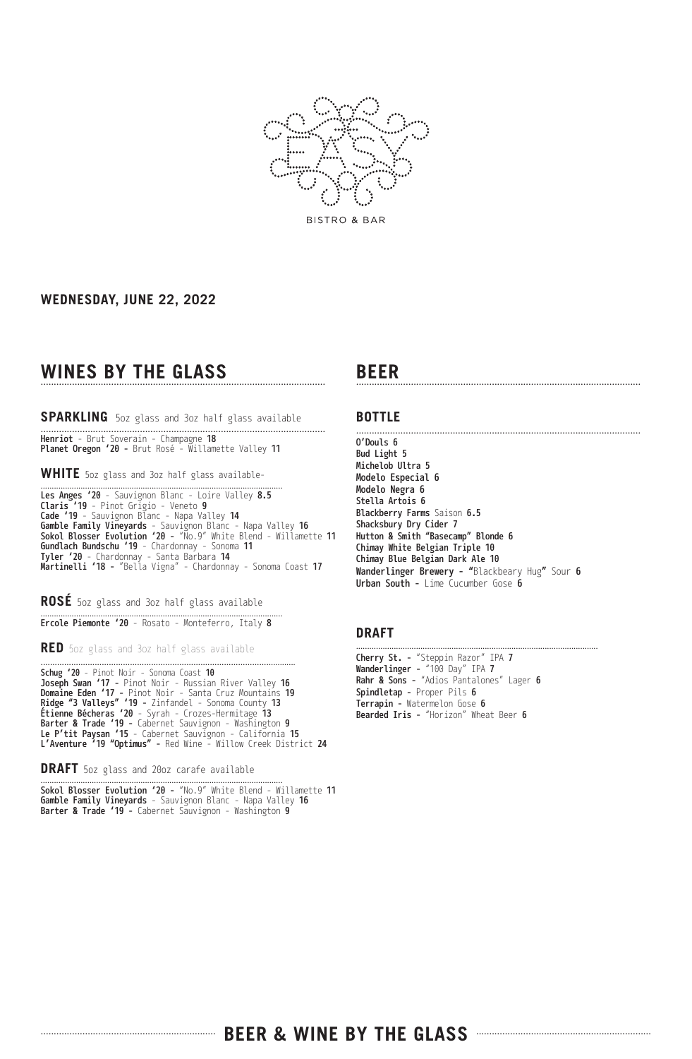EASY

BISTRO & BAR

**WEDNESDAY, JUNE 22, 2022**

# WINES BY THE GLASS

## SPARKLING 5oz glass and 3oz half glass available

**Henriot** - Brut Soverain - Champagne **18**
**Planet Oregon '20 -** Brut Rosé - Willamette Valley **11**

## WHITE 5oz glass and 3oz half glass available-

**Les Anges '20** - Sauvignon Blanc - Loire Valley **8.5**
**Claris '19** - Pinot Grigio - Veneto **9**
**Cade '19** - Sauvignon Blanc - Napa Valley **14**
**Gamble Family Vineyards** - Sauvignon Blanc - Napa Valley **16**
**Sokol Blosser Evolution '20 -** "No.9" White Blend - Willamette **11**
**Gundlach Bundschu '19** - Chardonnay - Sonoma **11**
**Tyler '20** - Chardonnay - Santa Barbara **14**
**Martinelli '18 -** "Bella Vigna" - Chardonnay - Sonoma Coast **17**

## ROSÉ 5oz glass and 3oz half glass available

**Ercole Piemonte '20** - Rosato - Monteferro, Italy **8**

## RED 5oz glass and 3oz half glass available

**Schug '20** - Pinot Noir - Sonoma Coast **10**
**Joseph Swan '17 -** Pinot Noir - Russian River Valley **16**
**Domaine Eden '17 -** Pinot Noir - Santa Cruz Mountains **19**
**Ridge "3 Valleys" '19 -** Zinfandel - Sonoma County **13**
**Étienne Bécheras '20** - Syrah - Crozes-Hermitage **13**
**Barter & Trade '19 -** Cabernet Sauvignon - Washington **9**
**Le P'tit Paysan '15** - Cabernet Sauvignon - California **15**
**L'Aventure '19 "Optimus" -** Red Wine - Willow Creek District **24**

## DRAFT 5oz glass and 20oz carafe available

**Sokol Blosser Evolution '20 -** "No.9" White Blend - Willamette **11**
**Gamble Family Vineyards** - Sauvignon Blanc - Napa Valley **16**
**Barter & Trade '19 -** Cabernet Sauvignon - Washington **9**

# BEER

## BOTTLE

**O'Douls 6**
**Bud Light 5**
**Michelob Ultra 5**
**Modelo Especial 6**
**Modelo Negra 6**
**Stella Artois 6**
**Blackberry Farms** Saison **6.5**
**Shacksbury Dry Cider 7**
**Hutton & Smith "Basecamp" Blonde 6**
**Chimay White Belgian Triple 10**
**Chimay Blue Belgian Dark Ale 10**
**Wanderlinger Brewery - "**Blackbeary Hug**"** Sour **6**
**Urban South -** Lime Cucumber Gose **6**

## DRAFT

**Cherry St. -** "Steppin Razor" IPA **7**
**Wanderlinger -** "100 Day" IPA **7**
**Rahr & Sons -** "Adios Pantalones" Lager **6**
**Spindletap -** Proper Pils **6**
**Terrapin -** Watermelon Gose **6**
**Bearded Iris -** "Horizon" Wheat Beer **6**

**BEER & WINE BY THE GLASS**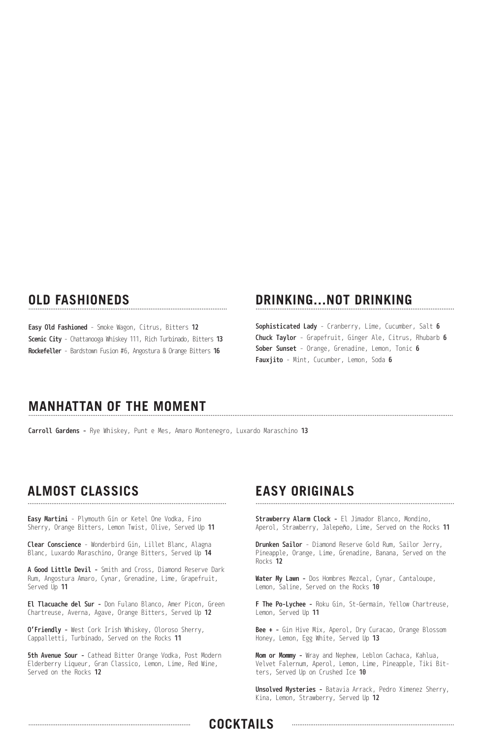## OLD FASHIONEDS

**Easy Old Fashioned** - Smoke Wagon, Citrus, Bitters **12**

**Scenic City** - Chattanooga Whiskey 111, Rich Turbinado, Bitters **13**

**Rockefeller** - Bardstown Fusion #6, Angostura & Orange Bitters **16**

## DRINKING...NOT DRINKING

**Sophisticated Lady** - Cranberry, Lime, Cucumber, Salt **6**

**Chuck Taylor** - Grapefruit, Ginger Ale, Citrus, Rhubarb **6**

**Sober Sunset** - Orange, Grenadine, Lemon, Tonic **6**

**Fauxjito** - Mint, Cucumber, Lemon, Soda **6**

## MANHATTAN OF THE MOMENT

**Carroll Gardens -** Rye Whiskey, Punt e Mes, Amaro Montenegro, Luxardo Maraschino **13**

## ALMOST CLASSICS

**Easy Martini** - Plymouth Gin or Ketel One Vodka, Fino Sherry, Orange Bitters, Lemon Twist, Olive, Served Up **11**

**Clear Conscience** - Wonderbird Gin, Lillet Blanc, Alagna Blanc, Luxardo Maraschino, Orange Bitters, Served Up **14**

**A Good Little Devil -** Smith and Cross, Diamond Reserve Dark Rum, Angostura Amaro, Cynar, Grenadine, Lime, Grapefruit, Served Up **11**

**El Tlacuache del Sur -** Don Fulano Blanco, Amer Picon, Green Chartreuse, Averna, Agave, Orange Bitters, Served Up **12**

**O'Friendly -** West Cork Irish Whiskey, Oloroso Sherry, Cappalletti, Turbinado, Served on the Rocks **11**

**5th Avenue Sour -** Cathead Bitter Orange Vodka, Post Modern Elderberry Liqueur, Gran Classico, Lemon, Lime, Red Wine, Served on the Rocks **12**

## EASY ORIGINALS

**Strawberry Alarm Clock -** El Jimador Blanco, Mondino, Aperol, Strawberry, Jalepeño, Lime, Served on the Rocks **11**

**Drunken Sailor** - Diamond Reserve Gold Rum, Sailor Jerry, Pineapple, Orange, Lime, Grenadine, Banana, Served on the Rocks **12**

**Water My Lawn -** Dos Hombres Mezcal, Cynar, Cantaloupe, Lemon, Saline, Served on the Rocks **10**

**F The Po-Lychee -** Roku Gin, St-Germain, Yellow Chartreuse, Lemon, Served Up **11**

**Bee + -** Gin Hive Mix, Aperol, Dry Curacao, Orange Blossom Honey, Lemon, Egg White, Served Up **13**

**Mom or Mommy -** Wray and Nephew, Leblon Cachaca, Kahlua, Velvet Falernum, Aperol, Lemon, Lime, Pineapple, Tiki Bitters, Served Up on Crushed Ice **10**

**Unsolved Mysteries -** Batavia Arrack, Pedro Ximenez Sherry, Kina, Lemon, Strawberry, Served Up **12**

## COCKTAILS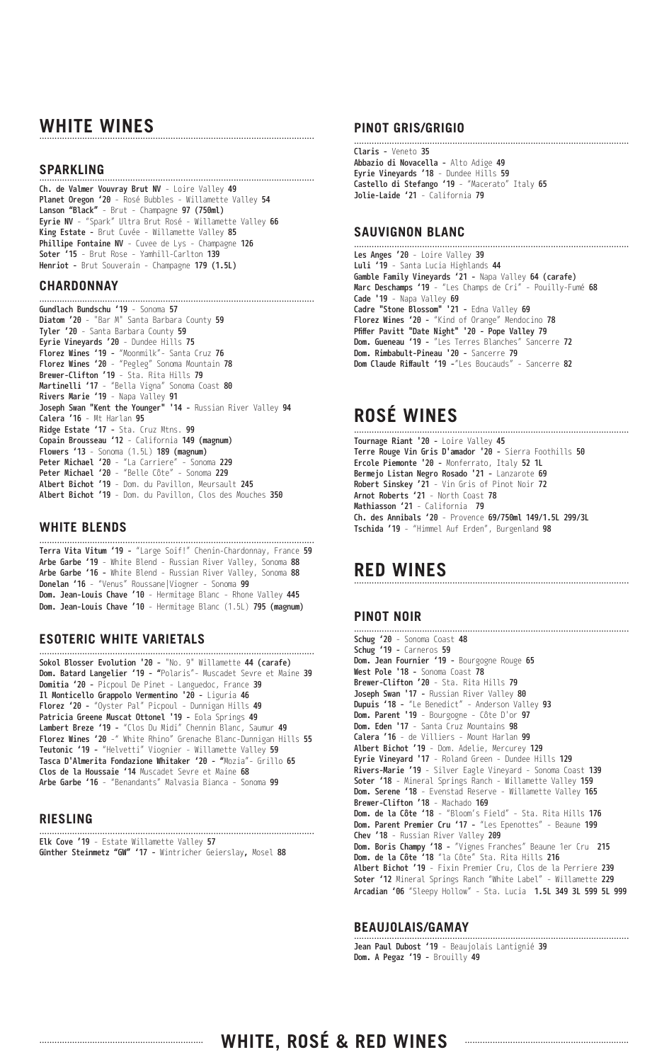# WHITE WINES

## SPARKLING

**Ch. de Valmer Vouvray Brut NV** - Loire Valley **49**
**Planet Oregon '20** - Rosé Bubbles - Willamette Valley **54**
**Lanson "Black"** - Brut - Champagne **97 (750ml)**
**Eyrie NV** - "Spark" Ultra Brut Rosé - Willamette Valley **66**
**King Estate -** Brut Cuvée - Willamette Valley **85**
**Phillipe Fontaine NV** - Cuvee de Lys - Champagne **126**
**Soter '15** - Brut Rose - Yamhill-Carlton **139**
**Henriot -** Brut Souverain - Champagne **179 (1.5L)**

## CHARDONNAY

**Gundlach Bundschu '19** - Sonoma **57**
**Diatom '20** - "Bar M" Santa Barbara County **59**
**Tyler '20** - Santa Barbara County **59**
**Eyrie Vineyards '20** - Dundee Hills **75**
**Florez Wines '19 -** "Moonmilk"- Santa Cruz **76**
**Florez Wines '20** - "Pegleg" Sonoma Mountain **78**
**Brewer-Clifton '19** - Sta. Rita Hills **79**
**Martinelli '17** - "Bella Vigna" Sonoma Coast **80**
**Rivers Marie '19** - Napa Valley **91**
**Joseph Swan "Kent the Younger" '14 -** Russian River Valley **94**
**Calera '16** - Mt Harlan **95**
**Ridge Estate '17 -** Sta. Cruz Mtns. **99**
**Copain Brousseau '12** - California **149 (magnum)**
**Flowers '13** - Sonoma (1.5L) **189 (magnum)**
**Peter Michael '20** - "La Carriere" - Sonoma **229**
**Peter Michael '20** - "Belle Côte" - Sonoma **229**
**Albert Bichot '19** - Dom. du Pavillon, Meursault **245**
**Albert Bichot '19** - Dom. du Pavillon, Clos des Mouches **350**

## WHITE BLENDS

**Terra Vita Vitum '19 -** "Large Soif!" Chenin-Chardonnay, France **59**
**Arbe Garbe '19** - White Blend - Russian River Valley, Sonoma **88**
**Arbe Garbe '16 -** White Blend - Russian River Valley, Sonoma **88**
**Donelan '16** - "Venus" Roussane|Viogner - Sonoma **99**
**Dom. Jean-Louis Chave '10** - Hermitage Blanc - Rhone Valley **445**
**Dom. Jean-Louis Chave '10** - Hermitage Blanc (1.5L) **795 (magnum)**

## ESOTERIC WHITE VARIETALS

**Sokol Blosser Evolution '20 -** "No. 9" Willamette **44 (carafe)**
**Dom. Batard Langelier '19 - "**Polaris"- Muscadet Sevre et Maine **39**
**Domitia '20 -** Picpoul De Pinet - Languedoc, France **39**
**Il Monticello Grappolo Vermentino '20 -** Liguria **46**
**Florez '20 -** "Oyster Pal" Picpoul - Dunnigan Hills **49**
**Patricia Greene Muscat Ottonel '19 -** Eola Springs **49**
**Lambert Breze '19 -** "Clos Du Midi" Chennin Blanc, Saumur **49**
**Florez Wines '20** -" White Rhino" Grenache Blanc-Dunnigan Hills **55**
**Teutonic '19 -** "Helvetti" Viognier - Willamette Valley **59**
**Tasca D'Almerita Fondazione Whitaker '20 - "**Mozia"- Grillo **65**
**Clos de la Houssaie '14** Muscadet Sevre et Maine **68**
**Arbe Garbe '16** - "Benandants" Malvasia Bianca - Sonoma **99**

## RIESLING

**Elk Cove '19** - Estate Willamette Valley **57**
**Günther Steinmetz "GW" '17 -** Wintricher Geierslay**,** Mosel **88**

## PINOT GRIS/GRIGIO

**Claris -** Veneto **35**
**Abbazio di Novacella -** Alto Adige **49**
**Eyrie Vineyards '18** - Dundee Hills **59**
**Castello di Stefango '19** - "Macerato" Italy **65**
**Jolie-Laide '21** - California **79**

## SAUVIGNON BLANC

**Les Anges '20** - Loire Valley **39**
**Luli '19** - Santa Lucia Highlands **44**
**Gamble Family Vineyards '21 -** Napa Valley **64 (carafe)**
**Marc Deschamps '19** - "Les Champs de Cri" - Pouilly-Fumé **68**
**Cade '19** - Napa Valley **69**
**Cadre "Stone Blossom" '21 -** Edna Valley **69**
**Florez Wines '20 -** "Kind of Orange" Mendocino **78**
**Pfiffer Pavitt "Date Night" '20 - Pope Valley 79**
**Dom. Gueneau '19 -** "Les Terres Blanches" Sancerre **72**
**Dom. Rimbabult-Pineau '20 -** Sancerre **79**
**Dom Claude Riffault '19 -**"Les Boucauds" - Sancerre **82**

# ROSÉ WINES

**Tournage Riant '20 -** Loire Valley **45**
**Terre Rouge Vin Gris D'amador '20 -** Sierra Foothills **50**
**Ercole Piemonte '20 -** Monferrato, Italy **52 1L**
**Bermejo Listan Negro Rosado '21 -** Lanzarote **69**
**Robert Sinskey '21** - Vin Gris of Pinot Noir **72**
**Arnot Roberts '21** - North Coast **78**
**Mathiasson '21** - California **79**
**Ch. des Annibals '20** - Provence **69/750ml 149/1.5L 299/3L**
**Tschida '19** - "Himmel Auf Erden", Burgenland **98**

# RED WINES

## PINOT NOIR

**Schug '20** - Sonoma Coast **48**
**Schug '19 -** Carneros **59**
**Dom. Jean Fournier '19 -** Bourgogne Rouge **65**
**West Pole '18 -** Sonoma Coast **78**
**Brewer-Clifton '20** - Sta. Rita Hills **79**
**Joseph Swan '17 -** Russian River Valley **80**
**Dupuis '18 -** "Le Benedict" - Anderson Valley **93**
**Dom. Parent '19** - Bourgogne - Côte D'or **97**
**Dom. Eden '17** - Santa Cruz Mountains **98**
**Calera '16** - de Villiers - Mount Harlan **99**
**Albert Bichot '19** - Dom. Adelie, Mercurey **129**
**Eyrie Vineyard '17** - Roland Green - Dundee Hills **129**
**Rivers-Marie '19** - Silver Eagle Vineyard - Sonoma Coast **139**
**Soter '18** - Mineral Springs Ranch - Willamette Valley **159**
**Dom. Serene '18** - Evenstad Reserve - Willamette Valley **165**
**Brewer-Clifton '18** - Machado **169**
**Dom. de la Côte '18** - "Bloom's Field" - Sta. Rita Hills **176**
**Dom. Parent Premier Cru '17 -** "Les Epenottes" - Beaune **199**
**Chev '18** - Russian River Valley **209**
**Dom. Boris Champy '18 -** "Vignes Franches" Beaune 1er Cru **215**
**Dom. de la Côte '18** "la Côte" Sta. Rita Hills **216**
**Albert Bichot '19** - Fixin Premier Cru, Clos de la Perriere **239**
**Soter '12** Mineral Springs Ranch "White Label" - Willamette **229**
**Arcadian '06** "Sleepy Hollow" - Sta. Lucia **1.5L 349 3L 599 5L 999**

## BEAUJOLAIS/GAMAY

**Jean Paul Dubost '19** - Beaujolais Lantignié **39**
**Dom. A Pegaz '19 -** Brouilly **49**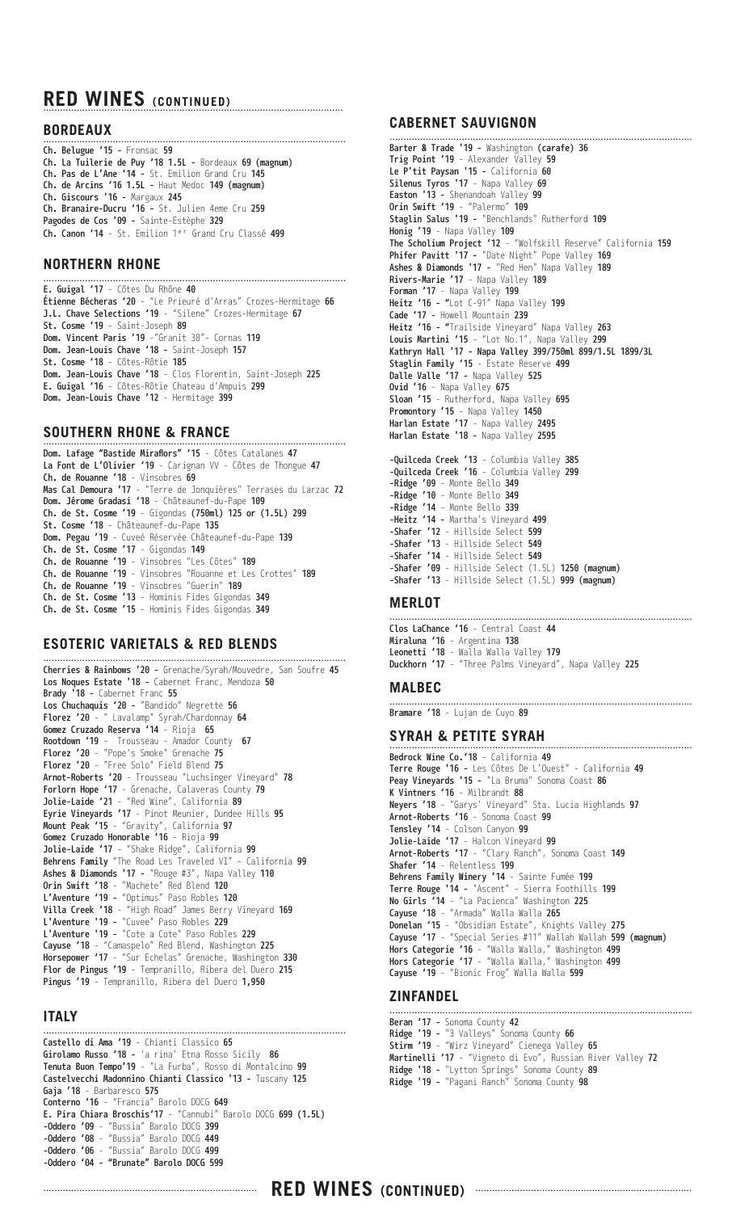# RED WINES (CONTINUED)

## BORDEAUX

**Ch. Belugue '15 -** Fronsac **59**
**Ch. La Tuilerie de Puy '18 1.5L -** Bordeaux **69 (magnum)**
**Ch. Pas de L'Ane '14 -** St. Emilion Grand Cru **145**
**Ch. de Arcins '16 1.5L -** Haut Medoc **149 (magnum)**
**Ch. Giscours '16 -** Margaux **245**
**Ch. Branaire-Ducru '16 -** St. Julien 4eme Cru **259**
**Pagodes de Cos '09 -** Sainte-Estèphe **329**
**Ch. Canon '14** - St. Emilion 1er Grand Cru Classé **499**

## NORTHERN RHONE

**E. Guigal '17** - Côtes Du Rhône **40**
**Étienne Bécheras '20** - "Le Prieuré d'Arras" Crozes-Hermitage **66**
**J.L. Chave Selections '19** - "Silene" Crozes-Hermitage **67**
**St. Cosme '19** - Saint-Joseph **89**
**Dom. Vincent Paris '19** -"Granit 30"- Cornas **119**
**Dom. Jean-Louis Chave '18 -** Saint-Joseph **157**
**St. Cosme '18** - Côtes-Rôtie **185**
**Dom. Jean-Louis Chave '18** - Clos Florentin, Saint-Joseph **225**
**E. Guigal '16** - Côtes-Rôtie Chateau d'Ampuis **299**
**Dom. Jean-Louis Chave '12** - Hermitage **399**

## SOUTHERN RHONE & FRANCE

**Dom. Lafage "Bastide Miraflors" '15** - Côtes Catalanes **47**
**La Font de L'Olivier '19** - Carignan VV - Côtes de Thongue **47**
**Ch. de Rouanne '18** - Vinsobres **69**
**Mas Cal Demoura '17** - "Terre de Jonquières" Terrasses du Larzac **72**
**Dom. Jérome Gradasi '18** - Châteauneuf-du-Pape **109**
**Ch. de St. Cosme '19** - Gigondas **(750ml) 125 or (1.5L) 299**
**St. Cosme '18** - Châteauneuf-du-Pape **135**
**Dom. Pegau '19** - Cuveé Réservée Châteauneuf-du-Pape **139**
**Ch. de St. Cosme '17** - Gigondas **149**
**Ch. de Rouanne '19** - Vinsobres "Les Côtes" **189**
**Ch. de Rouanne '19** - Vinsobres "Rouanne et Les Crottes" **189**
**Ch. de Rouanne '19** - Vinsobres "Guerin" **189**
**Ch. de St. Cosme '13** - Hominis Fides Gigondas **349**
**Ch. de St. Cosme '15** - Hominis Fides Gigondas **349**

## ESOTERIC VARIETALS & RED BLENDS

**Cherries & Rainbows '20 -** Grenache/Syrah/Mouvedre, San Soufre **45**
**Los Noques Estate '18 -** Cabernet Franc, Mendoza **50**
**Brady '18 -** Cabernet Franc **55**
**Los Chuchaquis '20 -** "Bandido" Negrette **56**
**Florez '20** - " Lavalamp" Syrah/Chardonnay **64**
**Gomez Cruzado Reserva '14** - Rioja **65**
**Rootdown '19** - Trousseau - Amador County **67**
**Florez '20** - "Pope's Smoke" Grenache **75**
**Florez '20** - "Free Solo" Field Blend **75**
**Arnot-Roberts '20** - Trousseau "Luchsinger Vineyard" **78**
**Forlorn Hope '17** - Grenache, Calaveras County **79**
**Jolie-Laide '21** - "Red Wine", California **89**
**Eyrie Vineyards '17** - Pinot Meunier, Dundee Hills **95**
**Mount Peak '15** - "Gravity", California **97**
**Gomez Cruzado Honorable '16** - Rioja **99**
**Jolie-Laide '17** - "Shake Ridge", California **99**
**Behrens Family** "The Road Les Traveled VI" - California **99**
**Ashes & Diamonds '17 -** "Rouge #3", Napa Valley **110**
**Orin Swift '18** - "Machete" Red Blend **120**
**L'Aventure '19 -** "Optimus" Paso Robles **120**
**Villa Creek '18** - "High Road" James Berry Vineyard **169**
**L'Aventure '19 -** "Cuvee" Paso Robles **229**
**L'Aventure '19 -** "Cote a Cote" Paso Robles **229**
**Cayuse '18** - "Camaspelo" Red Blend, Washington **225**
**Horsepower '17** - "Sur Echelas" Grenache, Washington **330**
**Flor de Pingus '19** - Tempranillo, Ribera del Duero **215**
**Pingus '19** - Tempranillo, Ribera del Duero **1,950**

## ITALY

**Castello di Ama '19** - Chianti Classico **65**
**Girolamo Russo '18 -** 'a rina' Etna Rosso Sicily **86**
**Tenuta Buon Tempo'19** - "La Furba", Rosso di Montalcino **99**
**Castelvecchi Madonnino Chianti Classico '13 -** Tuscany **125**
**Gaja '18** - Barbaresco **575**
**Conterno '16** - "Francia" Barolo DOCG **649**
**E. Pira Chiara Broschis'17** - "Cannubi" Barolo DOCG **699 (1.5L)**
**-Oddero '09** - "Bussia" Barolo DOCG **399**
**-Oddero '08** - "Bussia" Barolo DOCG **449**
**-Oddero '06** - "Bussia" Barolo DOCG **499**
**-Oddero '04 - "Brunate" Barolo DOCG 599**

## CABERNET SAUVIGNON

**Barter & Trade '19 -** Washington **(carafe) 36**
**Trig Point '19** - Alexander Valley **59**
**Le P'tit Paysan '15 -** California **60**
**Silenus Tyros '17** - Napa Valley **69**
**Easton '13 -** Shenandoah Valley **99**
**Orin Swift '19** - "Palermo" **109**
**Staglin Salus '19 -** "Benchlands" Rutherford **109**
**Honig '19** - Napa Valley **109**
**The Scholium Project '12** - "Wolfskill Reserve" California **159**
**Phifer Pavitt '17 -** "Date Night" Pope Valley **169**
**Ashes & Diamonds '17 -** "Red Hen" Napa Valley **189**
**Rivers-Marie '17** - Napa Valley **189**
**Forman '17** - Napa Valley **199**
**Heitz '16 -** "Lot C-91" Napa Valley **199**
**Cade '17 -** Howell Mountain **239**
**Heitz '16 -** "Trailside Vineyard" Napa Valley **263**
**Louis Martini '15** - "Lot No.1", Napa Valley **299**
**Kathryn Hall '17 - Napa Valley 399/750ml 899/1.5L 1899/3L**
**Staglin Family '15** - Estate Reserve **499**
**Dalle Valle '17 -** Napa Valley **525**
**Ovid '16** - Napa Valley **675**
**Sloan '15** - Rutherford, Napa Valley **695**
**Promontory '15** - Napa Valley **1450**
**Harlan Estate '17** - Napa Valley **2495**
**Harlan Estate '18 -** Napa Valley **2595**

**-Quilceda Creek '13** - Columbia Valley **385**
**-Quilceda Creek '16** - Columbia Valley **299**
**-Ridge '09** - Monte Bello **349**
**-Ridge '10** - Monte Bello **349**
**-Ridge '14** - Monte Bello **339**
**-Heitz '14 -** Martha's Vineyard **499**
**-Shafer '12** - Hillside Select **599**
**-Shafer '13** - Hillside Select **549**
**-Shafer '14** - Hillside Select **549**
**-Shafer '09** - Hillside Select (1.5L) **1250 (magnum)**
**-Shafer '13** - Hillside Select (1.5L) **999 (magnum)**

## MERLOT

**Clos LaChance '16** - Central Coast **44**
**Miraluna '16** - Argentina **138**
**Leonetti '18** - Walla Walla Valley **179**
**Duckhorn '17** - "Three Palms Vineyard", Napa Valley **225**

## MALBEC

**Bramare '18** - Lujan de Cuyo **89**

## SYRAH & PETITE SYRAH

**Bedrock Wine Co.'18** - California **49**
**Terre Rouge '16 -** Les Côtes De L'Ouest" - California **49**
**Peay Vineyards '15 -** "La Bruma" Sonoma Coast **86**
**K Vintners '16** - Milbrandt **88**
**Neyers '18** - "Garys' Vineyard" Sta. Lucia Highlands **97**
**Arnot-Roberts '16** - Sonoma Coast **99**
**Tensley '14** - Colson Canyon **99**
**Jolie-Laide '17** - Halcon Vineyard **99**
**Arnot-Roberts '17** - "Clary Ranch", Sonoma Coast **149**
**Shafer '14** - Relentless **199**
**Behrens Family Winery '14** - Sainte Fumée **199**
**Terre Rouge '14 -** "Ascent" - Sierra Foothills **199**
**No Girls '14** - "La Paciencia" Washington **225**
**Cayuse '18** - "Armada" Walla Walla **265**
**Donelan '15** - "Obsidian Estate", Knights Valley **275**
**Cayuse '17** - "Special Series #11" Wallah Wallah **599 (magnum)**
**Hors Categorie '16** - "Walla Walla," Washington **499**
**Hors Categorie '17** - "Walla Walla," Washington **499**
**Cayuse '19** - "Bionic Frog" Walla Walla **599**

## ZINFANDEL

**Beran '17 -** Sonoma County **42**
**Ridge '19 -** "3 Valleys" Sonoma County **66**
**Stirm '19** - "Wirz Vineyard" Cienega Valley **65**
**Martinelli '17** - "Vigneto di Evo", Russian River Valley **72**
**Ridge '18** - "Lytton Springs" Sonoma County **89**
**Ridge '19** - "Pagani Ranch" Sonoma County **98**

# RED WINES (CONTINUED)